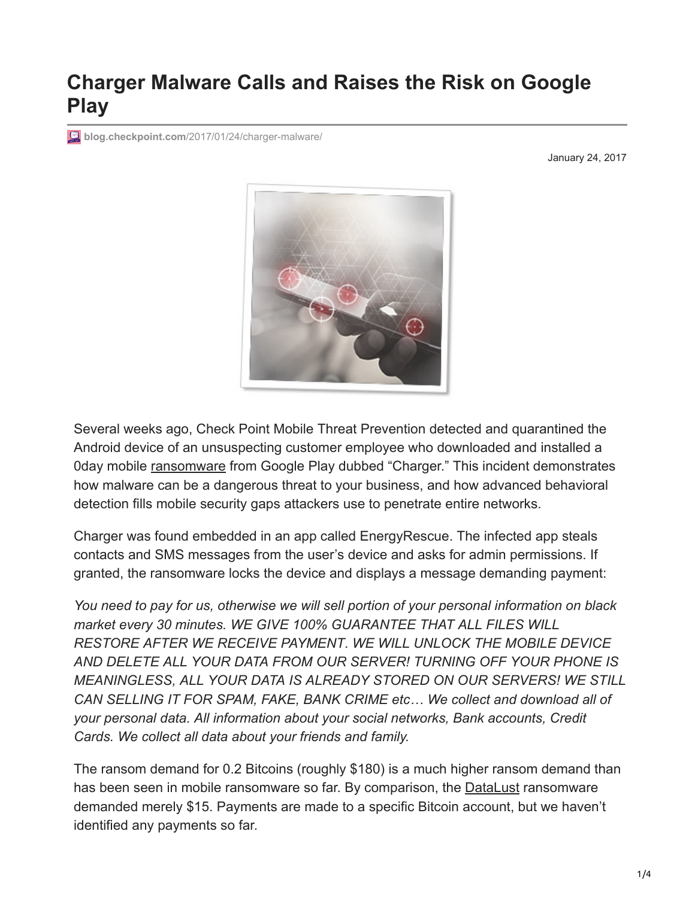# Charger Malware Calls and Raises the Risk on Google Play

blog.checkpoint.com/2017/01/24/charger-malware/

January 24, 2017

Several weeks ago, Check Point Mobile Threat Prevention detected and quarantined the Android device of an unsuspecting customer employee who downloaded and installed a 0day mobile ransomware from Google Play dubbed "Charger." This incident demonstrates how malware can be a dangerous threat to your business, and how advanced behavioral detection fills mobile security gaps attackers use to penetrate entire networks.

Charger was found embedded in an app called EnergyRescue. The infected app steals contacts and SMS messages from the user's device and asks for admin permissions. If granted, the ransomware locks the device and displays a message demanding payment:

*You need to pay for us, otherwise we will sell portion of your personal information on black market every 30 minutes. WE GIVE 100% GUARANTEE THAT ALL FILES WILL RESTORE AFTER WE RECEIVE PAYMENT. WE WILL UNLOCK THE MOBILE DEVICE AND DELETE ALL YOUR DATA FROM OUR SERVER! TURNING OFF YOUR PHONE IS MEANINGLESS, ALL YOUR DATA IS ALREADY STORED ON OUR SERVERS! WE STILL CAN SELLING IT FOR SPAM, FAKE, BANK CRIME etc… We collect and download all of your personal data. All information about your social networks, Bank accounts, Credit Cards. We collect all data about your friends and family.*

The ransom demand for 0.2 Bitcoins (roughly $180) is a much higher ransom demand than has been seen in mobile ransomware so far. By comparison, the DataLust ransomware demanded merely $15. Payments are made to a specific Bitcoin account, but we haven't identified any payments so far.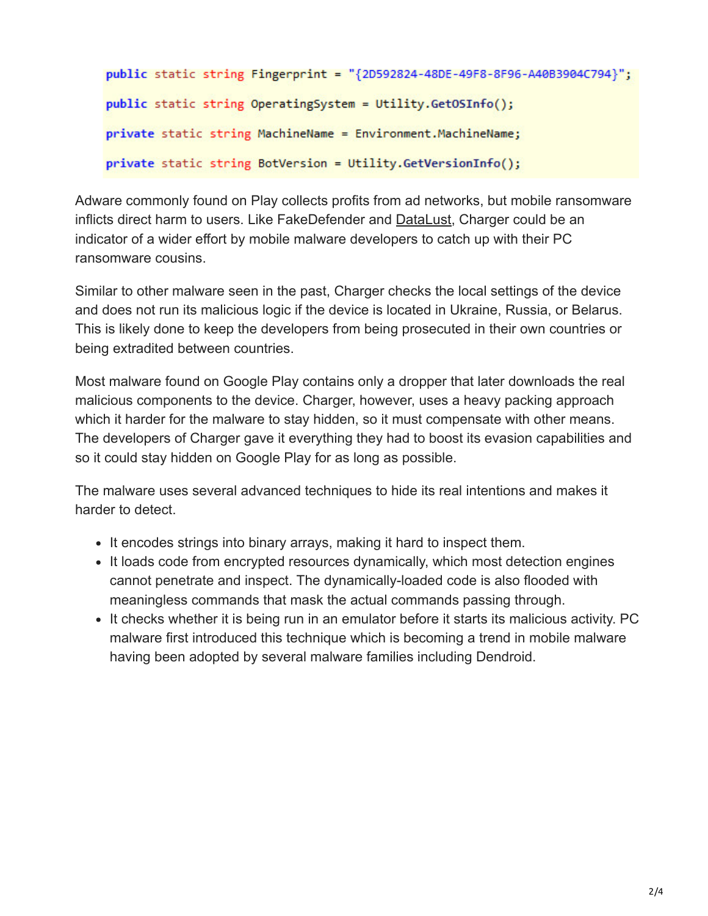```
public static string Fingerprint = "{2D592824-48DE-49F8-8F96-A40B3904C794}";

public static string OperatingSystem = Utility.GetOSInfo();

private static string MachineName = Environment.MachineName;

private static string BotVersion = Utility.GetVersionInfo();
```

Adware commonly found on Play collects profits from ad networks, but mobile ransomware inflicts direct harm to users. Like FakeDefender and DataLust, Charger could be an indicator of a wider effort by mobile malware developers to catch up with their PC ransomware cousins.

Similar to other malware seen in the past, Charger checks the local settings of the device and does not run its malicious logic if the device is located in Ukraine, Russia, or Belarus. This is likely done to keep the developers from being prosecuted in their own countries or being extradited between countries.

Most malware found on Google Play contains only a dropper that later downloads the real malicious components to the device. Charger, however, uses a heavy packing approach which it harder for the malware to stay hidden, so it must compensate with other means. The developers of Charger gave it everything they had to boost its evasion capabilities and so it could stay hidden on Google Play for as long as possible.

The malware uses several advanced techniques to hide its real intentions and makes it harder to detect.

- It encodes strings into binary arrays, making it hard to inspect them.
- It loads code from encrypted resources dynamically, which most detection engines cannot penetrate and inspect. The dynamically-loaded code is also flooded with meaningless commands that mask the actual commands passing through.
- It checks whether it is being run in an emulator before it starts its malicious activity. PC malware first introduced this technique which is becoming a trend in mobile malware having been adopted by several malware families including Dendroid.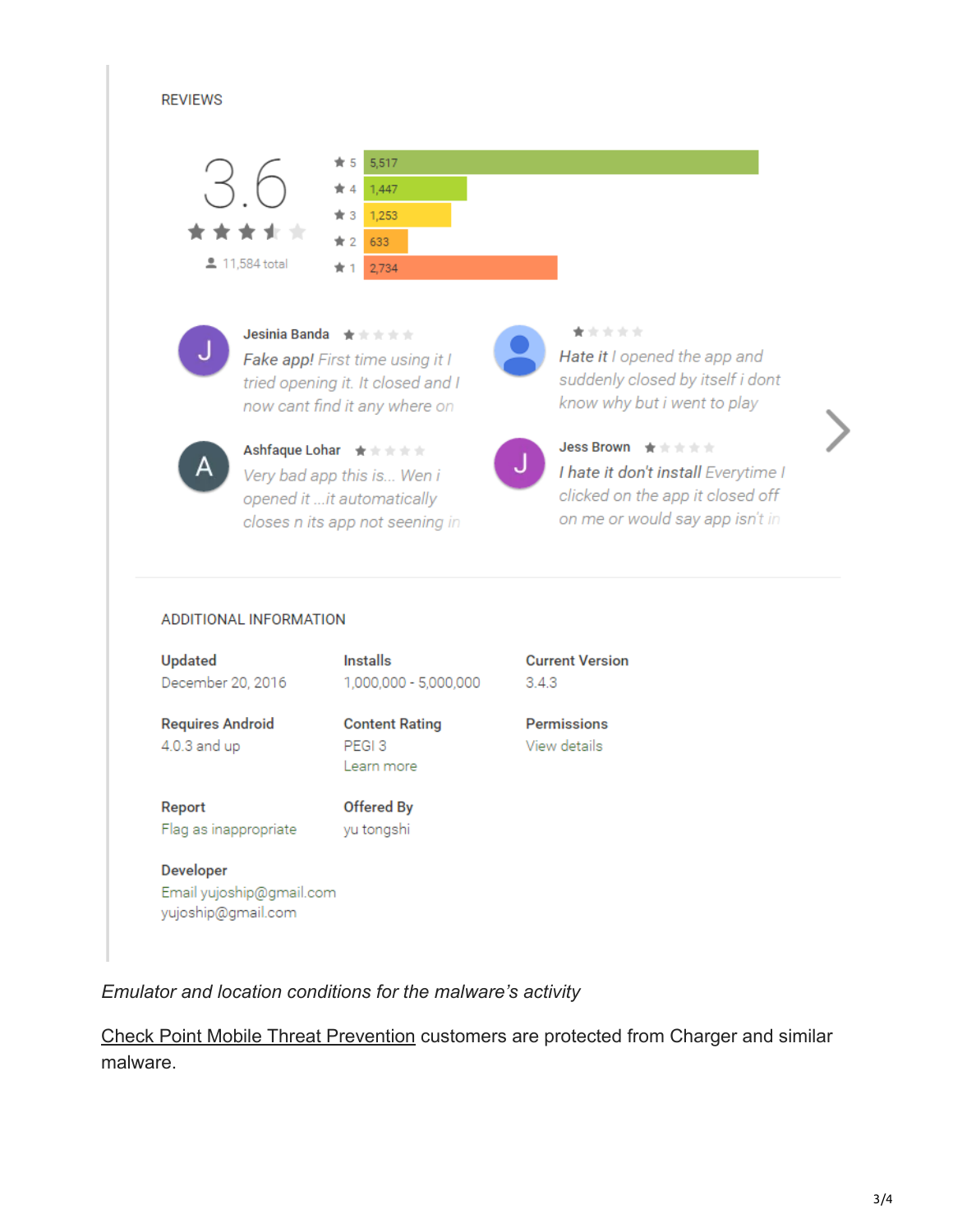REVIEWS

3.6

11,584 total

| Stars | Count |
|---|---|
| 5 | 5,517 |
| 4 | 1,447 |
| 3 | 1,253 |
| 2 | 633 |
| 1 | 2,734 |

**Jesinia Banda**
*Fake app! First time using it I tried opening it. It closed and I now cant find it any where on*

*Hate it I opened the app and suddenly closed by itself i dont know why but i went to play*

**Ashfaque Lohar**
*Very bad app this is... Wen i opened it ...it automatically closes n its app not seening in*

**Jess Brown**
*I hate it don't install Everytime I clicked on the app it closed off on me or would say app isn't in*

ADDITIONAL INFORMATION

**Updated**
December 20, 2016

**Installs**
1,000,000 - 5,000,000

**Current Version**
3.4.3

**Requires Android**
4.0.3 and up

**Content Rating**
PEGI 3
Learn more

**Permissions**
View details

**Report**
Flag as inappropriate

**Offered By**
yu tongshi

**Developer**
Email yujoship@gmail.com
yujoship@gmail.com

*Emulator and location conditions for the malware's activity*

Check Point Mobile Threat Prevention customers are protected from Charger and similar malware.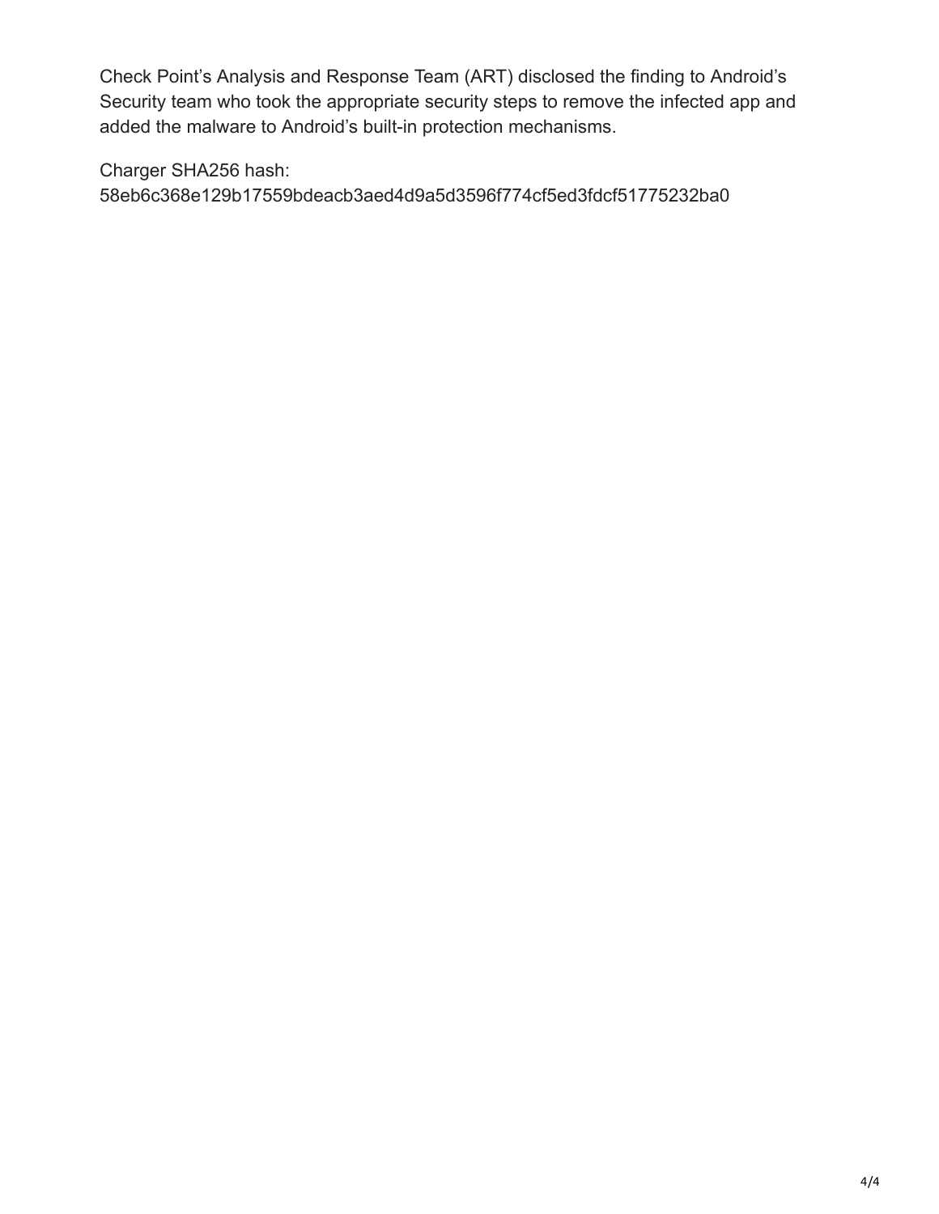Check Point's Analysis and Response Team (ART) disclosed the finding to Android's Security team who took the appropriate security steps to remove the infected app and added the malware to Android's built-in protection mechanisms.

Charger SHA256 hash:
58eb6c368e129b17559bdeacb3aed4d9a5d3596f774cf5ed3fdcf51775232ba0